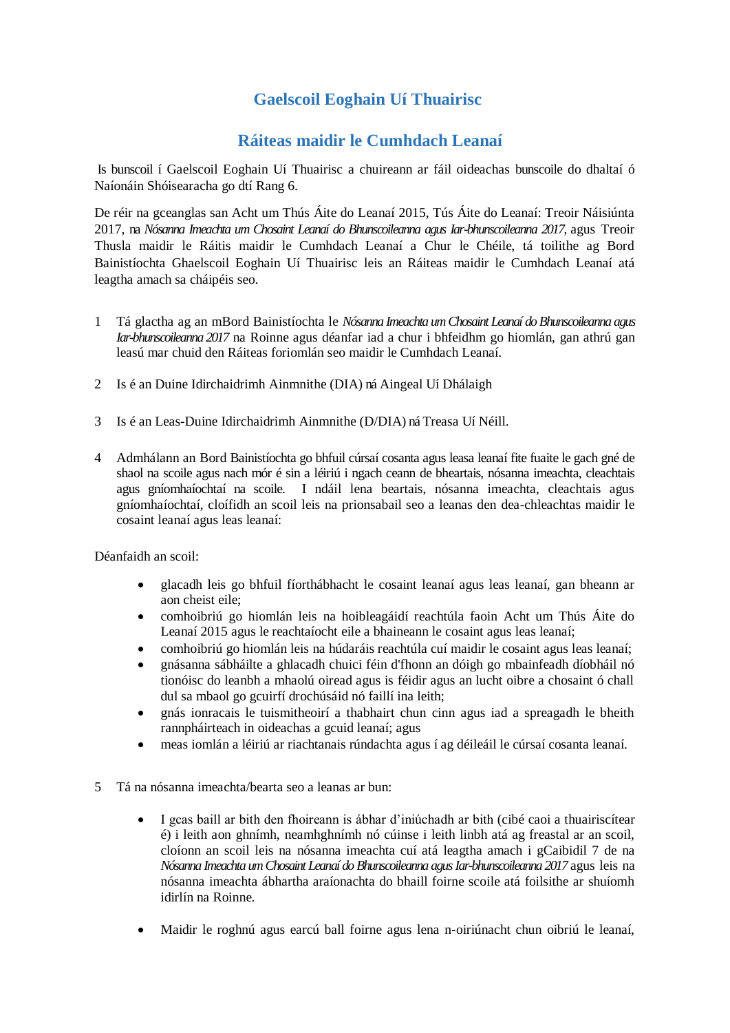# Gaelscoil Eoghain Uí Thuairisc

## Ráiteas maidir le Cumhdach Leanaí

Is bunscoil í Gaelscoil Eoghain Uí Thuairisc a chuireann ar fáil oideachas bunscoile do dhaltaí ó Naíonáin Shóisearacha go dtí Rang 6.

De réir na gceanglas san Acht um Thús Áite do Leanaí 2015, Tús Áite do Leanaí: Treoir Náisiúnta 2017, na *Nósanna Imeachta um Chosaint Leanaí do Bhunscoileanna agus Iar-bhunscoileanna 2017*, agus Treoir Thusla maidir le Ráitis maidir le Cumhdach Leanaí a Chur le Chéile, tá toilithe ag Bord Bainistíochta Ghaelscoil Eoghain Uí Thuairisc leis an Ráiteas maidir le Cumhdach Leanaí atá leagtha amach sa cháipéis seo.

1 Tá glactha ag an mBord Bainistíochta le *Nósanna Imeachta um Chosaint Leanaí do Bhunscoileanna agus Iar-bhunscoileanna 2017* na Roinne agus déanfar iad a chur i bhfeidhm go hiomlán, gan athrú gan leasú mar chuid den Ráiteas foriomlán seo maidir le Cumhdach Leanaí.

2 Is é an Duine Idirchaidrimh Ainmnithe (DIA) ná Aingeal Uí Dhálaigh

3 Is é an Leas-Duine Idirchaidrimh Ainmnithe (D/DIA) ná Treasa Uí Néill.

4 Admhálann an Bord Bainistíochta go bhfuil cúrsaí cosanta agus leasa leanaí fite fuaite le gach gné de shaol na scoile agus nach mór é sin a léiriú i ngach ceann de bheartais, nósanna imeachta, cleachtais agus gníomhaíochtaí na scoile. I ndáil lena beartais, nósanna imeachta, cleachtais agus gníomhaíochtaí, cloífidh an scoil leis na prionsabail seo a leanas den dea-chleachtas maidir le cosaint leanaí agus leas leanaí:

Déanfaidh an scoil:

- glacadh leis go bhfuil fíorthábhacht le cosaint leanaí agus leas leanaí, gan bheann ar aon cheist eile;
- comhoibriú go hiomlán leis na hoibleagáidí reachtúla faoin Acht um Thús Áite do Leanaí 2015 agus le reachtaíocht eile a bhaineann le cosaint agus leas leanaí;
- comhoibriú go hiomlán leis na húdaráis reachtúla cuí maidir le cosaint agus leas leanaí;
- gnásanna sábháilte a ghlacadh chuici féin d'fhonn an dóigh go mbainfeadh díobháil nó tionóisc do leanbh a mhaolú oiread agus is féidir agus an lucht oibre a chosaint ó chall dul sa mbaol go gcuirfí drochúsáid nó faillí ina leith;
- gnás ionracais le tuismitheoirí a thabhairt chun cinn agus iad a spreagadh le bheith rannpháirteach in oideachas a gcuid leanaí; agus
- meas iomlán a léiriú ar riachtanais rúndachta agus í ag déileáil le cúrsaí cosanta leanaí.

5 Tá na nósanna imeachta/bearta seo a leanas ar bun:

- I gcas baill ar bith den fhoireann is ábhar d'iniúchadh ar bith (cibé caoi a thuairiscítear é) i leith aon ghnímh, neamhghnímh nó cúinse i leith linbh atá ag freastal ar an scoil, cloíonn an scoil leis na nósanna imeachta cuí atá leagtha amach i gCaibidil 7 de na *Nósanna Imeachta um Chosaint Leanaí do Bhunscoileanna agus Iar-bhunscoileanna 2017* agus leis na nósanna imeachta ábhartha araíonachta do bhaill foirne scoile atá foilsithe ar shuíomh idirlín na Roinne.

- Maidir le roghnú agus earcú ball foirne agus lena n-oiriúnacht chun oibriú le leanaí,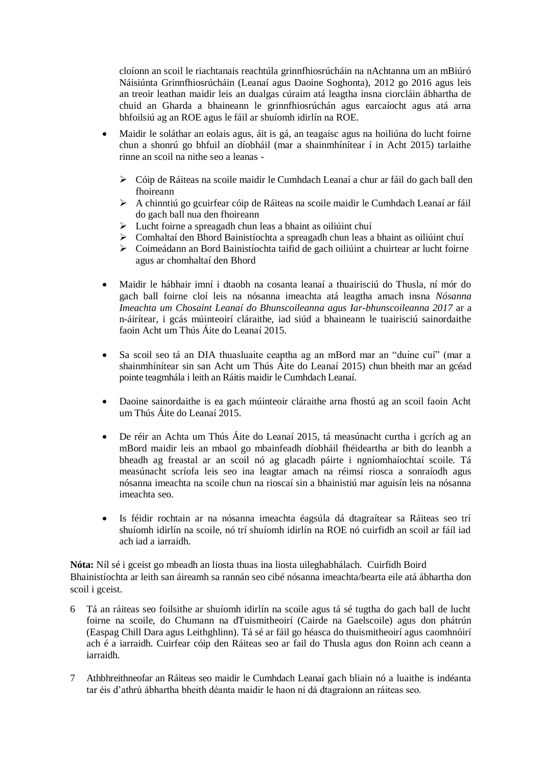cloíonn an scoil le riachtanais reachtúla grinnfhiosrúcháin na nAchtanna um an mBiúró Náisiúnta Grinnfhiosrúcháin (Leanaí agus Daoine Soghonta), 2012 go 2016 agus leis an treoir leathan maidir leis an dualgas cúraim atá leagtha insna ciorcláin ábhartha de chuid an Gharda a bhaineann le grinnfhiosrúchán agus earcaíocht agus atá arna bhfoilsiú ag an ROE agus le fáil ar shuíomh idirlín na ROE.

- Maidir le soláthar an eolais agus, áit is gá, an teagaisc agus na hoiliúna do lucht foirne chun a shonrú go bhfuil an díobháil (mar a shainmhínítear í in Acht 2015) tarlaithe rinne an scoil na nithe seo a leanas -
    - Cóip de Ráiteas na scoile maidir le Cumhdach Leanaí a chur ar fáil do gach ball den fhoireann
    - A chinntiú go gcuirfear cóip de Ráiteas na scoile maidir le Cumhdach Leanaí ar fáil do gach ball nua den fhoireann
    - Lucht foirne a spreagadh chun leas a bhaint as oiliúint chuí
    - Comhaltaí den Bhord Bainistíochta a spreagadh chun leas a bhaint as oiliúint chuí
    - Coimeádann an Bord Bainistíochta taifid de gach oiliúint a chuirtear ar lucht foirne agus ar chomhaltaí den Bhord

- Maidir le hábhair imní i dtaobh na cosanta leanaí a thuairisciú do Thusla, ní mór do gach ball foirne cloí leis na nósanna imeachta atá leagtha amach insna *Nósanna Imeachta um Chosaint Leanaí do Bhunscoileanna agus Iar-bhunscoileanna 2017* ar a n-áirítear, i gcás múinteoirí cláraithe, iad siúd a bhaineann le tuairisciú sainordaithe faoin Acht um Thús Áite do Leanaí 2015.

- Sa scoil seo tá an DIA thuasluaite ceaptha ag an mBord mar an "duine cuí" (mar a shainmhínítear sin san Acht um Thús Áite do Leanaí 2015) chun bheith mar an gcéad pointe teagmhála i leith an Ráitis maidir le Cumhdach Leanaí.

- Daoine sainordaithe is ea gach múinteoir cláraithe arna fhostú ag an scoil faoin Acht um Thús Áite do Leanaí 2015.

- De réir an Achta um Thús Áite do Leanaí 2015, tá measúnacht curtha i gcrích ag an mBord maidir leis an mbaol go mbainfeadh díobháil fhéideartha ar bith do leanbh a bheadh ag freastal ar an scoil nó ag glacadh páirte i ngníomhaíochtaí scoile. Tá measúnacht scríofa leis seo ina leagtar amach na réimsí riosca a sonraíodh agus nósanna imeachta na scoile chun na rioscaí sin a bhainistiú mar aguisín leis na nósanna imeachta seo.

- Is féidir rochtain ar na nósanna imeachta éagsúla dá dtagraítear sa Ráiteas seo trí shuíomh idirlín na scoile, nó trí shuíomh idirlín na ROE nó cuirfidh an scoil ar fáil iad ach iad a iarraidh.

**Nóta:** Níl sé i gceist go mbeadh an liosta thuas ina liosta uileghabhálach. Cuirfidh Boird Bhainistíochta ar leith san áireamh sa rannán seo cibé nósanna imeachta/bearta eile atá ábhartha don scoil i gceist.

6 Tá an ráiteas seo foilsithe ar shuíomh idirlín na scoile agus tá sé tugtha do gach ball de lucht foirne na scoile, do Chumann na dTuismitheoirí (Cairde na Gaelscoile) agus don phátrún (Easpag Chill Dara agus Leithghlinn). Tá sé ar fáil go héasca do thuismitheoirí agus caomhnóirí ach é a iarraidh. Cuirfear cóip den Ráiteas seo ar fail do Thusla agus don Roinn ach ceann a iarraidh.

7 Athbhreithneofar an Ráiteas seo maidir le Cumhdach Leanaí gach bliain nó a luaithe is indéanta tar éis d'athrú ábhartha bheith déanta maidir le haon ní dá dtagraíonn an ráiteas seo.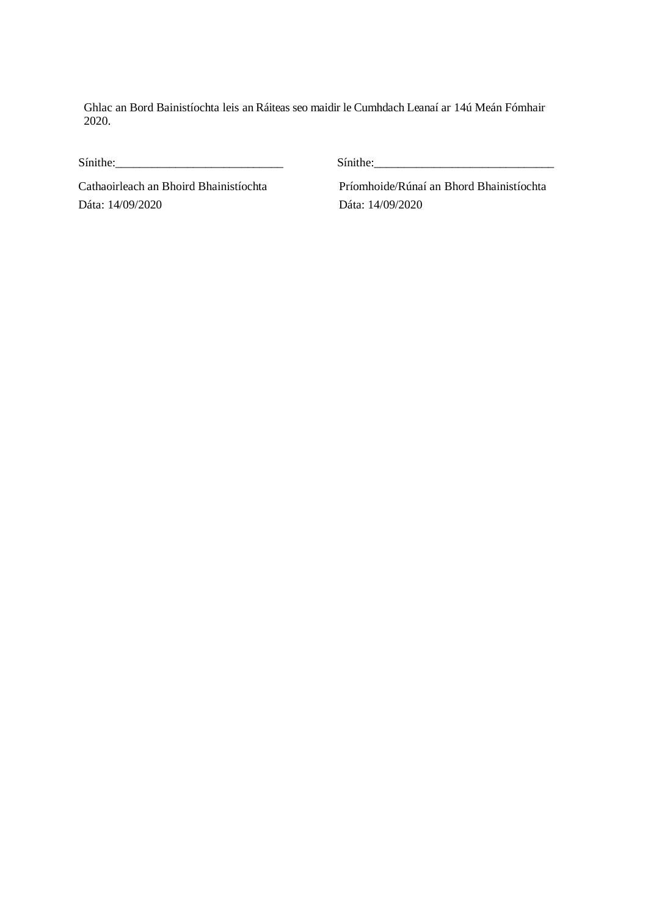Ghlac an Bord Bainistíochta leis an Ráiteas seo maidir le Cumhdach Leanaí ar 14ú Meán Fómhair 2020.

| | |
|---|---|
| Sínithe:___________________________ | Sínithe:_____________________________ |
| Cathaoirleach an Bhoird Bhainistíochta | Príomhoide/Rúnaí an Bhord Bhainistíochta |
| Dáta: 14/09/2020 | Dáta: 14/09/2020 |